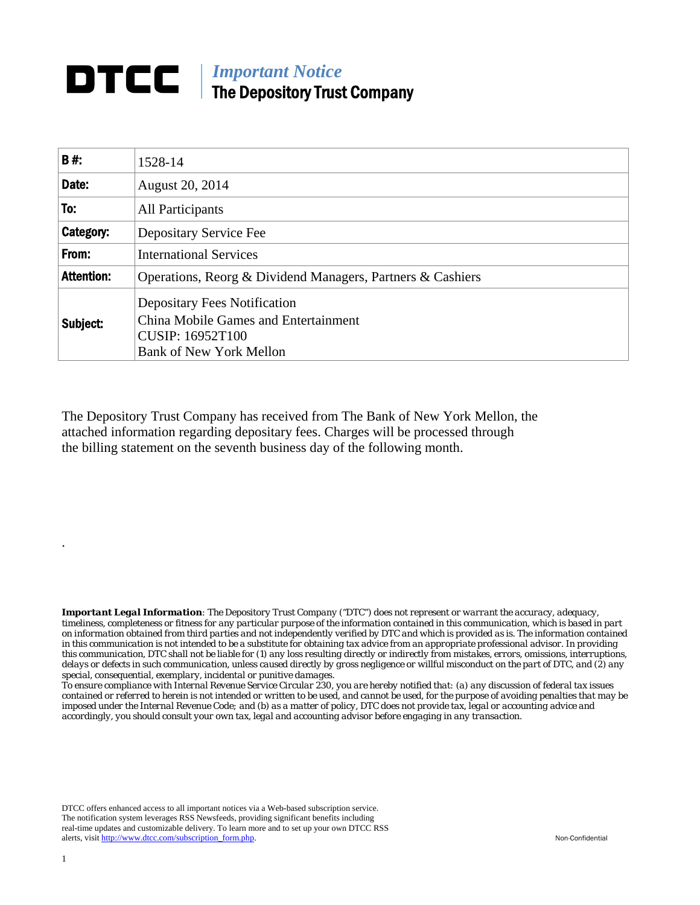# DTCC | *Important Notice*
## The Depository Trust Company

| | |
|---|---|
| **B #:** | 1528-14 |
| **Date:** | August 20, 2014 |
| **To:** | All Participants |
| **Category:** | Depositary Service Fee |
| **From:** | International Services |
| **Attention:** | Operations, Reorg & Dividend Managers, Partners & Cashiers |
| **Subject:** | Depositary Fees Notification<br>China Mobile Games and Entertainment<br>CUSIP: 16952T100<br>Bank of New York Mellon |

The Depository Trust Company has received from The Bank of New York Mellon, the attached information regarding depositary fees. Charges will be processed through the billing statement on the seventh business day of the following month.

.

***Important Legal Information****: The Depository Trust Company ("DTC") does not represent or warrant the accuracy, adequacy, timeliness, completeness or fitness for any particular purpose of the information contained in this communication, which is based in part on information obtained from third parties and not independently verified by DTC and which is provided as is. The information contained in this communication is not intended to be a substitute for obtaining tax advice from an appropriate professional advisor. In providing this communication, DTC shall not be liable for (1) any loss resulting directly or indirectly from mistakes, errors, omissions, interruptions, delays or defects in such communication, unless caused directly by gross negligence or willful misconduct on the part of DTC, and (2) any special, consequential, exemplary, incidental or punitive damages.*

*To ensure compliance with Internal Revenue Service Circular 230, you are hereby notified that: (a) any discussion of federal tax issues contained or referred to herein is not intended or written to be used, and cannot be used, for the purpose of avoiding penalties that may be imposed under the Internal Revenue Code; and (b) as a matter of policy, DTC does not provide tax, legal or accounting advice and accordingly, you should consult your own tax, legal and accounting advisor before engaging in any transaction.*

DTCC offers enhanced access to all important notices via a Web-based subscription service. The notification system leverages RSS Newsfeeds, providing significant benefits including real-time updates and customizable delivery. To learn more and to set up your own DTCC RSS alerts, visit http://www.dtcc.com/subscription_form.php.

Non-Confidential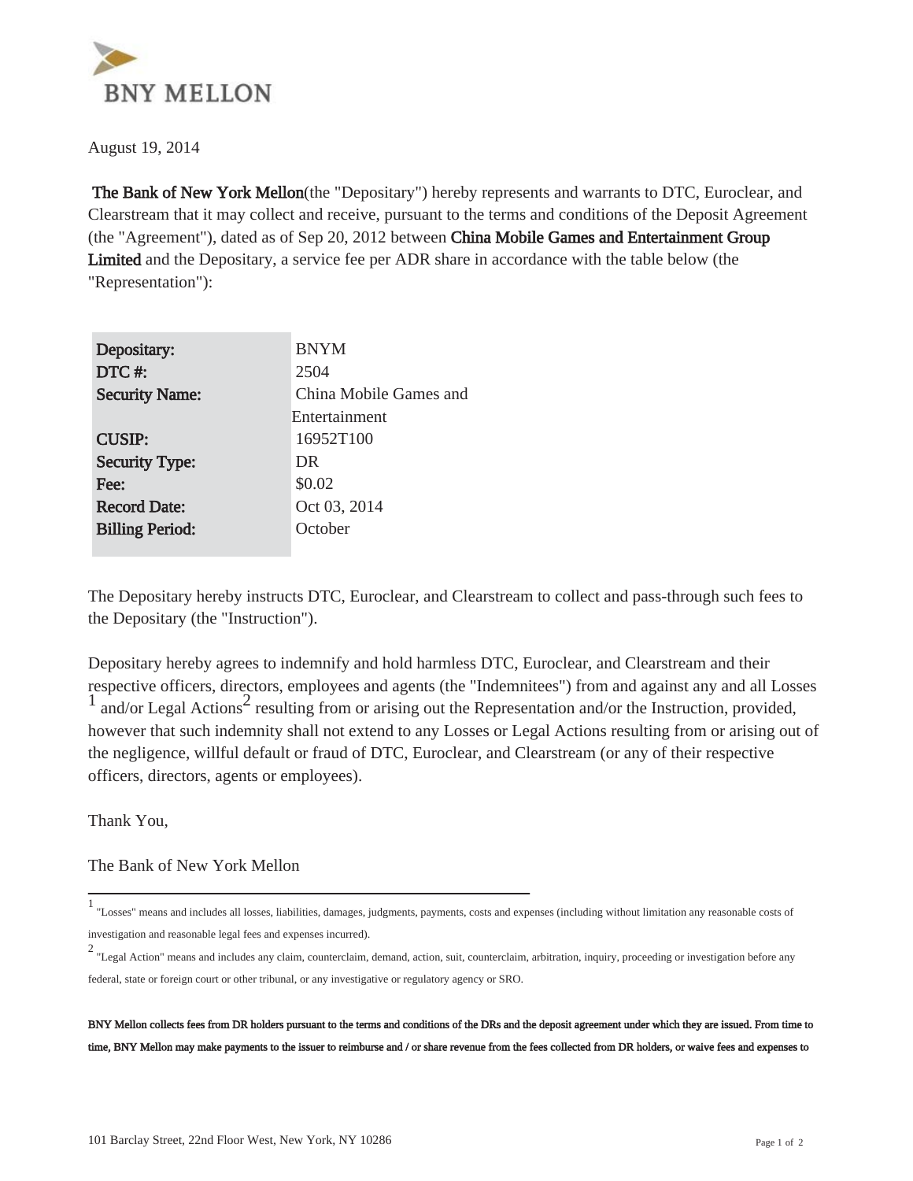BNY MELLON

August 19, 2014

**The Bank of New York Mellon**(the "Depositary") hereby represents and warrants to DTC, Euroclear, and Clearstream that it may collect and receive, pursuant to the terms and conditions of the Deposit Agreement (the "Agreement"), dated as of Sep 20, 2012 between **China Mobile Games and Entertainment Group Limited** and the Depositary, a service fee per ADR share in accordance with the table below (the "Representation"):

| | |
|---|---|
| **Depositary:** | BNYM |
| **DTC #:** | 2504 |
| **Security Name:** | China Mobile Games and Entertainment |
| **CUSIP:** | 16952T100 |
| **Security Type:** | DR |
| **Fee:** | $0.02 |
| **Record Date:** | Oct 03, 2014 |
| **Billing Period:** | October |

The Depositary hereby instructs DTC, Euroclear, and Clearstream to collect and pass-through such fees to the Depositary (the "Instruction").

Depositary hereby agrees to indemnify and hold harmless DTC, Euroclear, and Clearstream and their respective officers, directors, employees and agents (the "Indemnitees") from and against any and all Losses [1] and/or Legal Actions[2] resulting from or arising out the Representation and/or the Instruction, provided, however that such indemnity shall not extend to any Losses or Legal Actions resulting from or arising out of the negligence, willful default or fraud of DTC, Euroclear, and Clearstream (or any of their respective officers, directors, agents or employees).

Thank You,

The Bank of New York Mellon

---

[1] "Losses" means and includes all losses, liabilities, damages, judgments, payments, costs and expenses (including without limitation any reasonable costs of investigation and reasonable legal fees and expenses incurred).

[2] "Legal Action" means and includes any claim, counterclaim, demand, action, suit, counterclaim, arbitration, inquiry, proceeding or investigation before any federal, state or foreign court or other tribunal, or any investigative or regulatory agency or SRO.

**BNY Mellon collects fees from DR holders pursuant to the terms and conditions of the DRs and the deposit agreement under which they are issued. From time to time, BNY Mellon may make payments to the issuer to reimburse and / or share revenue from the fees collected from DR holders, or waive fees and expenses to**

101 Barclay Street, 22nd Floor West, New York, NY 10286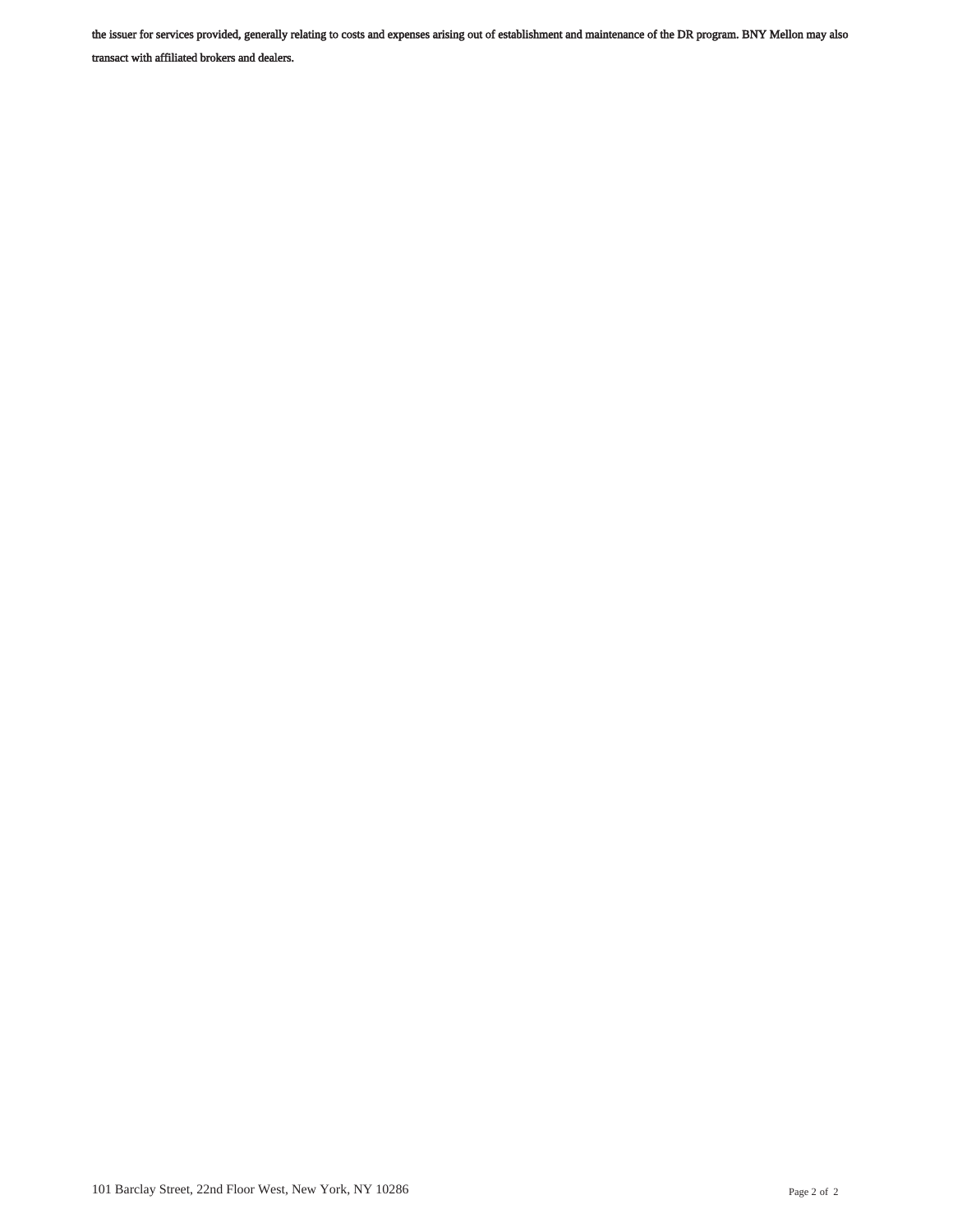**the issuer for services provided, generally relating to costs and expenses arising out of establishment and maintenance of the DR program. BNY Mellon may also transact with affiliated brokers and dealers.**